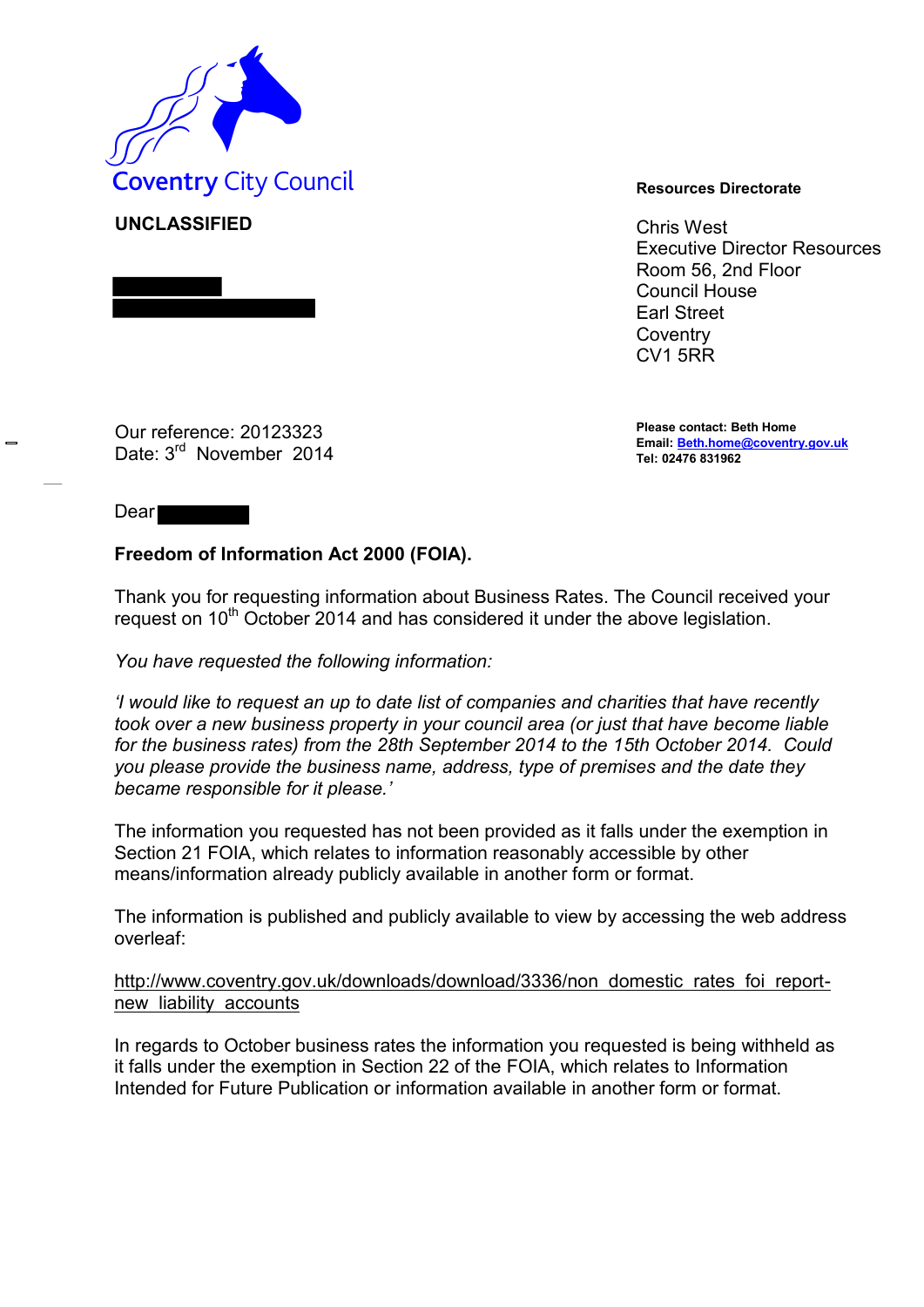Coventry City Council

**UNCLASSIFIED**

**Resources Directorate**

Chris West
Executive Director Resources
Room 56, 2nd Floor
Council House
Earl Street
Coventry
CV1 5RR

Our reference: 20123323
Date: 3rd November 2014

**Please contact: Beth Home**
**Email: Beth.home@coventry.gov.uk**
**Tel: 02476 831962**

Dear

**Freedom of Information Act 2000 (FOIA).**

Thank you for requesting information about Business Rates. The Council received your request on 10th October 2014 and has considered it under the above legislation.

*You have requested the following information:*

*'I would like to request an up to date list of companies and charities that have recently took over a new business property in your council area (or just that have become liable for the business rates) from the 28th September 2014 to the 15th October 2014. Could you please provide the business name, address, type of premises and the date they became responsible for it please.'*

The information you requested has not been provided as it falls under the exemption in Section 21 FOIA, which relates to information reasonably accessible by other means/information already publicly available in another form or format.

The information is published and publicly available to view by accessing the web address overleaf:

http://www.coventry.gov.uk/downloads/download/3336/non_domestic_rates_foi_report-new_liability_accounts

In regards to October business rates the information you requested is being withheld as it falls under the exemption in Section 22 of the FOIA, which relates to Information Intended for Future Publication or information available in another form or format.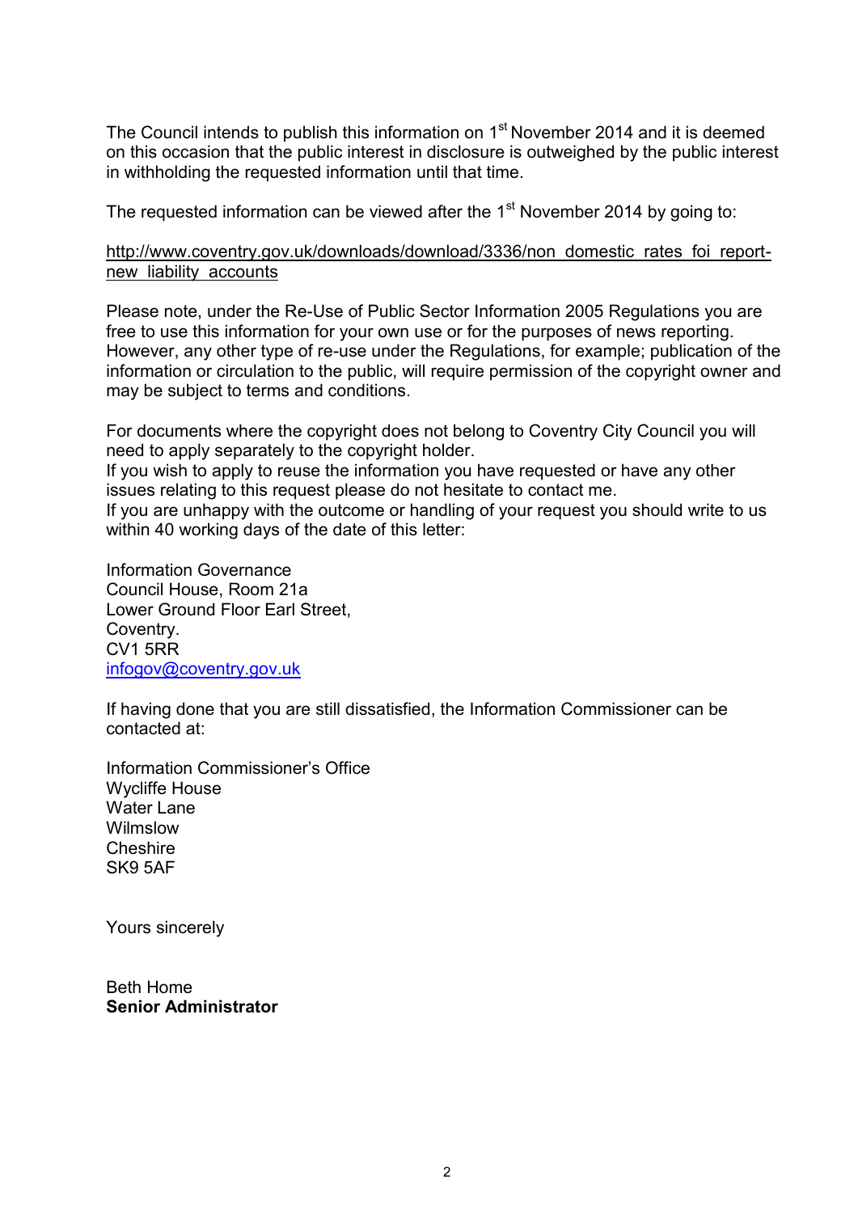The Council intends to publish this information on 1st November 2014 and it is deemed on this occasion that the public interest in disclosure is outweighed by the public interest in withholding the requested information until that time.

The requested information can be viewed after the 1st November 2014 by going to:

http://www.coventry.gov.uk/downloads/download/3336/non_domestic_rates_foi_report-new_liability_accounts

Please note, under the Re-Use of Public Sector Information 2005 Regulations you are free to use this information for your own use or for the purposes of news reporting. However, any other type of re-use under the Regulations, for example; publication of the information or circulation to the public, will require permission of the copyright owner and may be subject to terms and conditions.

For documents where the copyright does not belong to Coventry City Council you will need to apply separately to the copyright holder.
If you wish to apply to reuse the information you have requested or have any other issues relating to this request please do not hesitate to contact me.
If you are unhappy with the outcome or handling of your request you should write to us within 40 working days of the date of this letter:

Information Governance
Council House, Room 21a
Lower Ground Floor Earl Street,
Coventry.
CV1 5RR
infogov@coventry.gov.uk

If having done that you are still dissatisfied, the Information Commissioner can be contacted at:

Information Commissioner's Office
Wycliffe House
Water Lane
Wilmslow
Cheshire
SK9 5AF

Yours sincerely

Beth Home
**Senior Administrator**